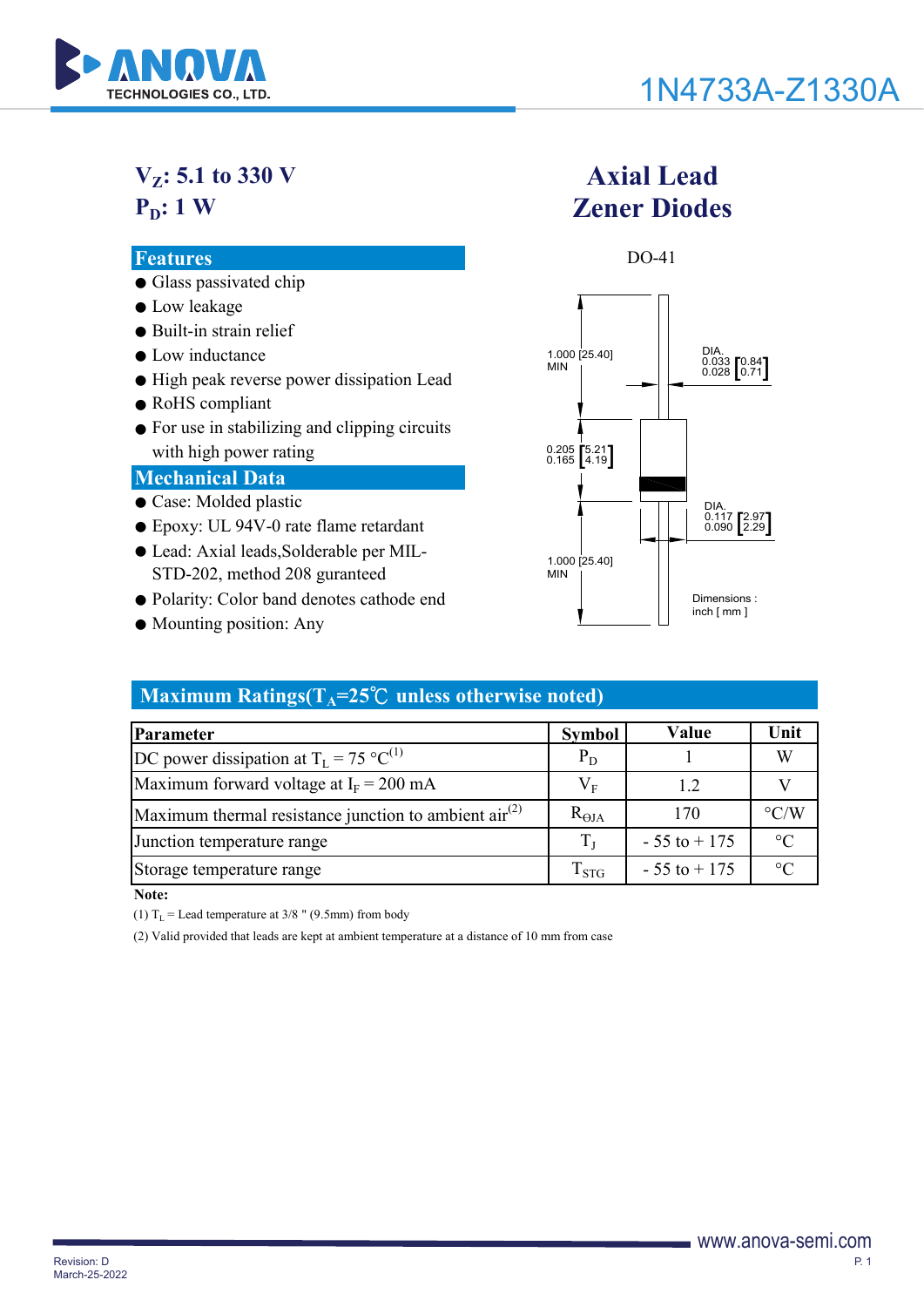# 1N4733A-Z1330A

**$V_Z$: 5.1 to 330 V**
**$P_D$: 1 W**

## Axial Lead Zener Diodes

DO-41

1.000 [25.40] MIN

DIA. 0.033 [0.84] 0.028 [0.71]

0.205 [5.21] 0.165 [4.19]

DIA. 0.117 [2.97] 0.090 [2.29]

1.000 [25.40] MIN

Dimensions : inch [ mm ]

## Features

- Glass passivated chip
- Low leakage
- Built-in strain relief
- Low inductance
- High peak reverse power dissipation Lead
- RoHS compliant
- For use in stabilizing and clipping circuits with high power rating

## Mechanical Data

- Case: Molded plastic
- Epoxy: UL 94V-0 rate flame retardant
- Lead: Axial leads,Solderable per MIL-STD-202, method 208 guranteed
- Polarity: Color band denotes cathode end
- Mounting position: Any

## Maximum Ratings($T_A$=25℃ unless otherwise noted)

| Parameter | Symbol | Value | Unit |
|---|---|---|---|
| DC power dissipation at $T_L$ = 75 °C[1] | $P_D$ | 1 | W |
| Maximum forward voltage at $I_F$ = 200 mA | $V_F$ | 1.2 | V |
| Maximum thermal resistance junction to ambient air[2] | $R_{\Theta JA}$ | 170 | °C/W |
| Junction temperature range | $T_J$ | - 55 to + 175 | °C |
| Storage temperature range | $T_{STG}$ | - 55 to + 175 | °C |

**Note:**

(1) $T_L$ = Lead temperature at 3/8 " (9.5mm) from body

(2) Valid provided that leads are kept at ambient temperature at a distance of 10 mm from case

Revision: D
March-25-2022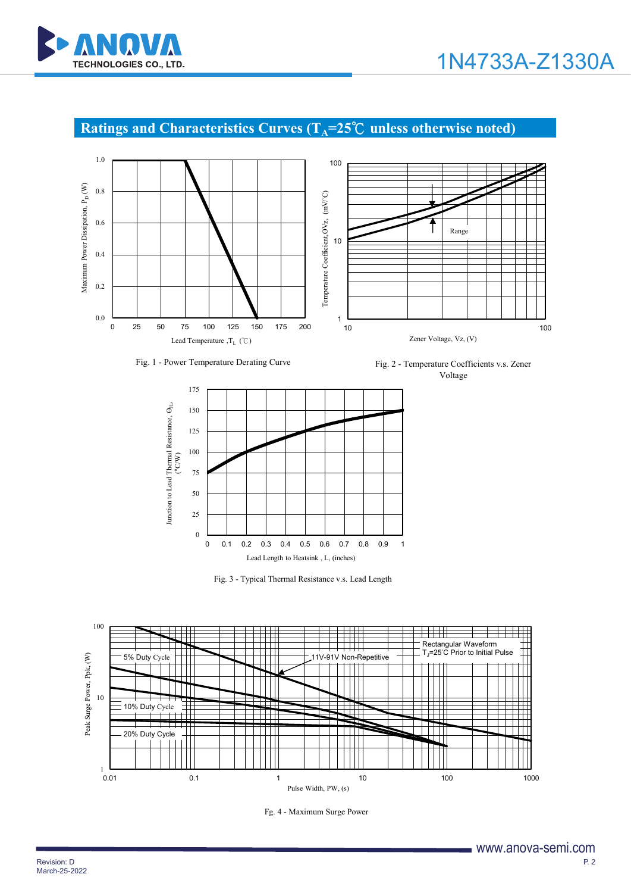## Ratings and Characteristics Curves ($T_A$=25℃ unless otherwise noted)

Fig. 1 - Power Temperature Derating Curve

Fig. 2 - Temperature Coefficients v.s. Zener Voltage

Fig. 3 - Typical Thermal Resistance v.s. Lead Length

Fg. 4 - Maximum Surge Power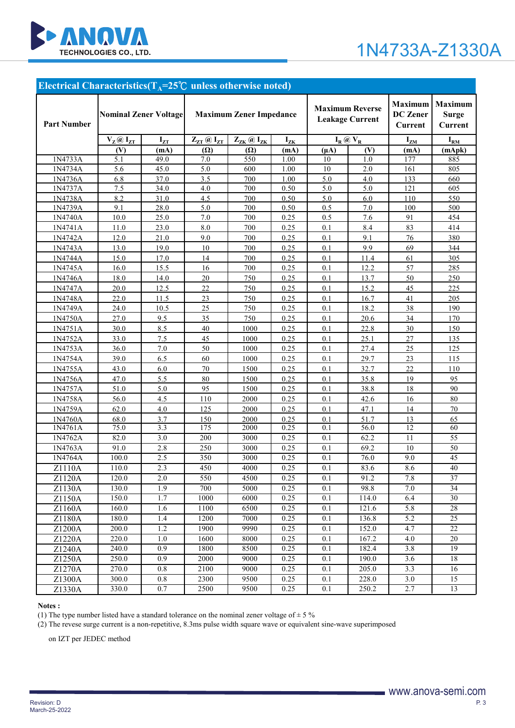## Electrical Characteristics($T_A$=25℃ unless otherwise noted)

| Part Number | Nominal Zener Voltage | | Maximum Zener Impedance | | | Maximum Reverse Leakage Current | | Maximum DC Zener Current | Maximum Surge Current |
|---|---|---|---|---|---|---|---|---|---|
| | $V_Z$ @ $I_{ZT}$ | $I_{ZT}$ | $Z_{ZT}$ @ $I_{ZT}$ | $Z_{ZK}$ @ $I_{ZK}$ | $I_{ZK}$ | $I_R$ @ $V_R$ | | $I_{ZM}$ | $I_{RM}$ |
| | (V) | (mA) | (Ω) | (Ω) | (mA) | (μA) | (V) | (mA) | (mApk) |
| 1N4733A | 5.1 | 49.0 | 7.0 | 550 | 1.00 | 10 | 1.0 | 177 | 885 |
| 1N4734A | 5.6 | 45.0 | 5.0 | 600 | 1.00 | 10 | 2.0 | 161 | 805 |
| 1N4736A | 6.8 | 37.0 | 3.5 | 700 | 1.00 | 5.0 | 4.0 | 133 | 660 |
| 1N4737A | 7.5 | 34.0 | 4.0 | 700 | 0.50 | 5.0 | 5.0 | 121 | 605 |
| 1N4738A | 8.2 | 31.0 | 4.5 | 700 | 0.50 | 5.0 | 6.0 | 110 | 550 |
| 1N4739A | 9.1 | 28.0 | 5.0 | 700 | 0.50 | 0.5 | 7.0 | 100 | 500 |
| 1N4740A | 10.0 | 25.0 | 7.0 | 700 | 0.25 | 0.5 | 7.6 | 91 | 454 |
| 1N4741A | 11.0 | 23.0 | 8.0 | 700 | 0.25 | 0.1 | 8.4 | 83 | 414 |
| 1N4742A | 12.0 | 21.0 | 9.0 | 700 | 0.25 | 0.1 | 9.1 | 76 | 380 |
| 1N4743A | 13.0 | 19.0 | 10 | 700 | 0.25 | 0.1 | 9.9 | 69 | 344 |
| 1N4744A | 15.0 | 17.0 | 14 | 700 | 0.25 | 0.1 | 11.4 | 61 | 305 |
| 1N4745A | 16.0 | 15.5 | 16 | 700 | 0.25 | 0.1 | 12.2 | 57 | 285 |
| 1N4746A | 18.0 | 14.0 | 20 | 750 | 0.25 | 0.1 | 13.7 | 50 | 250 |
| 1N4747A | 20.0 | 12.5 | 22 | 750 | 0.25 | 0.1 | 15.2 | 45 | 225 |
| 1N4748A | 22.0 | 11.5 | 23 | 750 | 0.25 | 0.1 | 16.7 | 41 | 205 |
| 1N4749A | 24.0 | 10.5 | 25 | 750 | 0.25 | 0.1 | 18.2 | 38 | 190 |
| 1N4750A | 27.0 | 9.5 | 35 | 750 | 0.25 | 0.1 | 20.6 | 34 | 170 |
| 1N4751A | 30.0 | 8.5 | 40 | 1000 | 0.25 | 0.1 | 22.8 | 30 | 150 |
| 1N4752A | 33.0 | 7.5 | 45 | 1000 | 0.25 | 0.1 | 25.1 | 27 | 135 |
| 1N4753A | 36.0 | 7.0 | 50 | 1000 | 0.25 | 0.1 | 27.4 | 25 | 125 |
| 1N4754A | 39.0 | 6.5 | 60 | 1000 | 0.25 | 0.1 | 29.7 | 23 | 115 |
| 1N4755A | 43.0 | 6.0 | 70 | 1500 | 0.25 | 0.1 | 32.7 | 22 | 110 |
| 1N4756A | 47.0 | 5.5 | 80 | 1500 | 0.25 | 0.1 | 35.8 | 19 | 95 |
| 1N4757A | 51.0 | 5.0 | 95 | 1500 | 0.25 | 0.1 | 38.8 | 18 | 90 |
| 1N4758A | 56.0 | 4.5 | 110 | 2000 | 0.25 | 0.1 | 42.6 | 16 | 80 |
| 1N4759A | 62.0 | 4.0 | 125 | 2000 | 0.25 | 0.1 | 47.1 | 14 | 70 |
| 1N4760A | 68.0 | 3.7 | 150 | 2000 | 0.25 | 0.1 | 51.7 | 13 | 65 |
| 1N4761A | 75.0 | 3.3 | 175 | 2000 | 0.25 | 0.1 | 56.0 | 12 | 60 |
| 1N4762A | 82.0 | 3.0 | 200 | 3000 | 0.25 | 0.1 | 62.2 | 11 | 55 |
| 1N4763A | 91.0 | 2.8 | 250 | 3000 | 0.25 | 0.1 | 69.2 | 10 | 50 |
| 1N4764A | 100.0 | 2.5 | 350 | 3000 | 0.25 | 0.1 | 76.0 | 9.0 | 45 |
| Z1110A | 110.0 | 2.3 | 450 | 4000 | 0.25 | 0.1 | 83.6 | 8.6 | 40 |
| Z1120A | 120.0 | 2.0 | 550 | 4500 | 0.25 | 0.1 | 91.2 | 7.8 | 37 |
| Z1130A | 130.0 | 1.9 | 700 | 5000 | 0.25 | 0.1 | 98.8 | 7.0 | 34 |
| Z1150A | 150.0 | 1.7 | 1000 | 6000 | 0.25 | 0.1 | 114.0 | 6.4 | 30 |
| Z1160A | 160.0 | 1.6 | 1100 | 6500 | 0.25 | 0.1 | 121.6 | 5.8 | 28 |
| Z1180A | 180.0 | 1.4 | 1200 | 7000 | 0.25 | 0.1 | 136.8 | 5.2 | 25 |
| Z1200A | 200.0 | 1.2 | 1900 | 9990 | 0.25 | 0.1 | 152.0 | 4.7 | 22 |
| Z1220A | 220.0 | 1.0 | 1600 | 8000 | 0.25 | 0.1 | 167.2 | 4.0 | 20 |
| Z1240A | 240.0 | 0.9 | 1800 | 8500 | 0.25 | 0.1 | 182.4 | 3.8 | 19 |
| Z1250A | 250.0 | 0.9 | 2000 | 9000 | 0.25 | 0.1 | 190.0 | 3.6 | 18 |
| Z1270A | 270.0 | 0.8 | 2100 | 9000 | 0.25 | 0.1 | 205.0 | 3.3 | 16 |
| Z1300A | 300.0 | 0.8 | 2300 | 9500 | 0.25 | 0.1 | 228.0 | 3.0 | 15 |
| Z1330A | 330.0 | 0.7 | 2500 | 9500 | 0.25 | 0.1 | 250.2 | 2.7 | 13 |

**Notes :**

(1) The type number listed have a standard tolerance on the nominal zener voltage of ± 5 %

(2) The revese surge current is a non-repetitive, 8.3ms pulse width square wave or equivalent sine-wave superimposed on IZT per JEDEC method